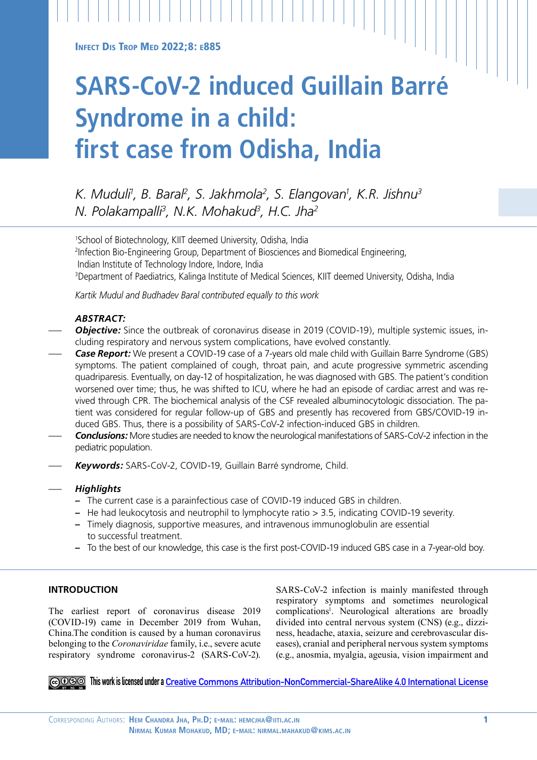# SARS-CoV-2 induced Guillain Barré Syndrome in a child: first case from Odisha, India

*K. Muduli[1], B. Baral[2], S. Jakhmola[2], S. Elangovan[1], K.R. Jishnu[3] N. Polakampalli[3], N.K. Mohakud[3], H.C. Jha[2]*

[1]School of Biotechnology, KIIT deemed University, Odisha, India
[2]Infection Bio-Engineering Group, Department of Biosciences and Biomedical Engineering, Indian Institute of Technology Indore, Indore, India
[3]Department of Paediatrics, Kalinga Institute of Medical Sciences, KIIT deemed University, Odisha, India

*Kartik Mudul and Budhadev Baral contributed equally to this work*

***ABSTRACT:***

***Objective:*** Since the outbreak of coronavirus disease in 2019 (COVID-19), multiple systemic issues, including respiratory and nervous system complications, have evolved constantly.

***Case Report:*** We present a COVID-19 case of a 7-years old male child with Guillain Barre Syndrome (GBS) symptoms. The patient complained of cough, throat pain, and acute progressive symmetric ascending quadriparesis. Eventually, on day-12 of hospitalization, he was diagnosed with GBS. The patient's condition worsened over time; thus, he was shifted to ICU, where he had an episode of cardiac arrest and was revived through CPR. The biochemical analysis of the CSF revealed albuminocytologic dissociation. The patient was considered for regular follow-up of GBS and presently has recovered from GBS/COVID-19 induced GBS. Thus, there is a possibility of SARS-CoV-2 infection-induced GBS in children.

***Conclusions:*** More studies are needed to know the neurological manifestations of SARS-CoV-2 infection in the pediatric population.

***Keywords:*** SARS-CoV-2, COVID-19, Guillain Barré syndrome, Child.

***Highlights***

- The current case is a parainfectious case of COVID-19 induced GBS in children.
- He had leukocytosis and neutrophil to lymphocyte ratio > 3.5, indicating COVID-19 severity.
- Timely diagnosis, supportive measures, and intravenous immunoglobulin are essential to successful treatment.
- To the best of our knowledge, this case is the first post-COVID-19 induced GBS case in a 7-year-old boy.

## INTRODUCTION

The earliest report of coronavirus disease 2019 (COVID-19) came in December 2019 from Wuhan, China.The condition is caused by a human coronavirus belonging to the *Coronaviridae* family, i.e., severe acute respiratory syndrome coronavirus-2 (SARS-CoV-2). SARS-CoV-2 infection is mainly manifested through respiratory symptoms and sometimes neurological complications[1]. Neurological alterations are broadly divided into central nervous system (CNS) (e.g., dizziness, headache, ataxia, seizure and cerebrovascular diseases), cranial and peripheral nervous system symptoms (e.g., anosmia, myalgia, ageusia, vision impairment and

This work is licensed under a Creative Commons Attribution-NonCommercial-ShareAlike 4.0 International License

Corresponding Authors: Hem Chandra Jha, Ph.D; e-mail: hemcjha@iiti.ac.in
Nirmal Kumar Mohakud, MD; e-mail: nirmal.mahakud@kims.ac.in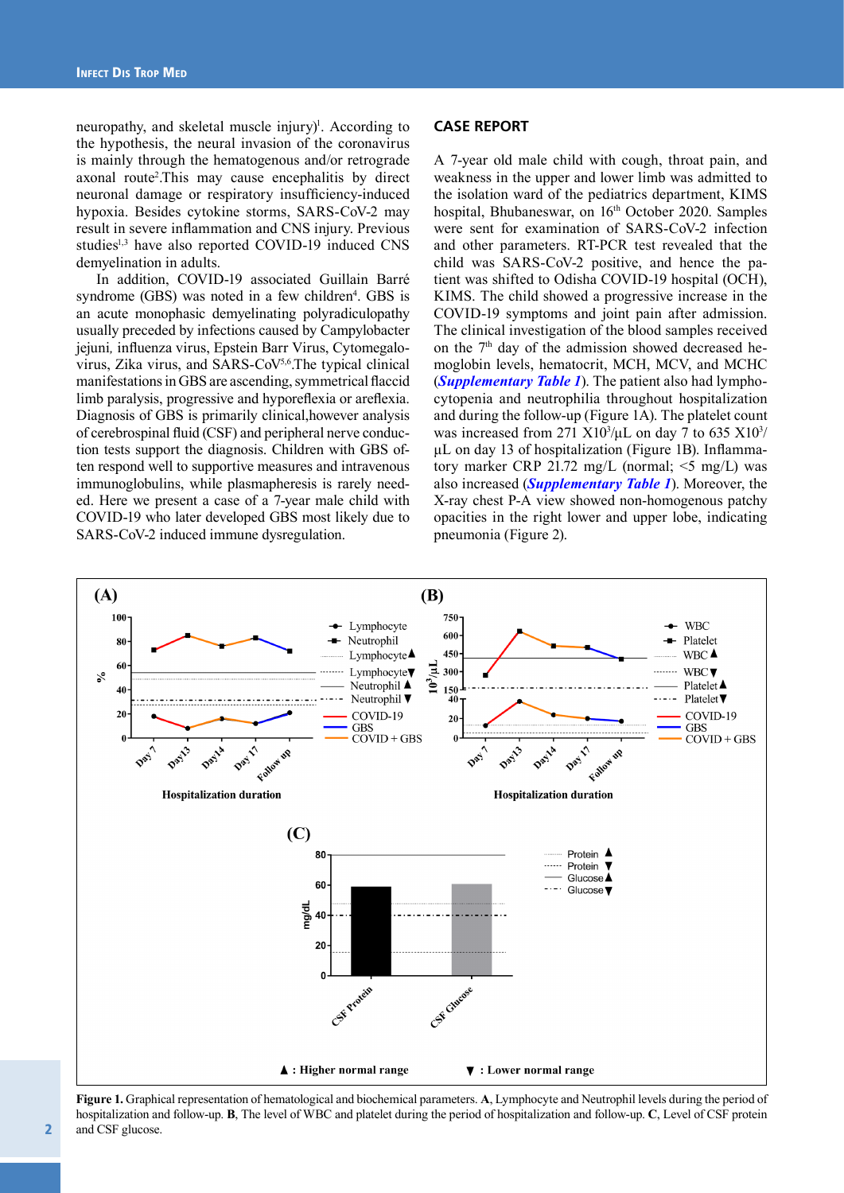neuropathy, and skeletal muscle injury)[1]. According to the hypothesis, the neural invasion of the coronavirus is mainly through the hematogenous and/or retrograde axonal route[2].This may cause encephalitis by direct neuronal damage or respiratory insufficiency-induced hypoxia. Besides cytokine storms, SARS-CoV-2 may result in severe inflammation and CNS injury. Previous studies[1,3] have also reported COVID-19 induced CNS demyelination in adults.

In addition, COVID-19 associated Guillain Barré syndrome (GBS) was noted in a few children[4]. GBS is an acute monophasic demyelinating polyradiculopathy usually preceded by infections caused by Campylobacter jejuni, influenza virus, Epstein Barr Virus, Cytomegalovirus, Zika virus, and SARS-CoV[5,6].The typical clinical manifestations in GBS are ascending, symmetrical flaccid limb paralysis, progressive and hyporeflexia or areflexia. Diagnosis of GBS is primarily clinical,however analysis of cerebrospinal fluid (CSF) and peripheral nerve conduction tests support the diagnosis. Children with GBS often respond well to supportive measures and intravenous immunoglobulins, while plasmapheresis is rarely needed. Here we present a case of a 7-year male child with COVID-19 who later developed GBS most likely due to SARS-CoV-2 induced immune dysregulation.

## CASE REPORT

A 7-year old male child with cough, throat pain, and weakness in the upper and lower limb was admitted to the isolation ward of the pediatrics department, KIMS hospital, Bhubaneswar, on 16th October 2020. Samples were sent for examination of SARS-CoV-2 infection and other parameters. RT-PCR test revealed that the child was SARS-CoV-2 positive, and hence the patient was shifted to Odisha COVID-19 hospital (OCH), KIMS. The child showed a progressive increase in the COVID-19 symptoms and joint pain after admission. The clinical investigation of the blood samples received on the 7th day of the admission showed decreased hemoglobin levels, hematocrit, MCH, MCV, and MCHC (*Supplementary Table 1*). The patient also had lymphocytopenia and neutrophilia throughout hospitalization and during the follow-up (Figure 1A). The platelet count was increased from 271 $X10^3/\mu L$ on day 7 to 635 $X10^3/\mu L$ on day 13 of hospitalization (Figure 1B). Inflammatory marker CRP 21.72 mg/L (normal; <5 mg/L) was also increased (*Supplementary Table 1*). Moreover, the X-ray chest P-A view showed non-homogenous patchy opacities in the right lower and upper lobe, indicating pneumonia (Figure 2).

**Figure 1.** Graphical representation of hematological and biochemical parameters. **A**, Lymphocyte and Neutrophil levels during the period of hospitalization and follow-up. **B**, The level of WBC and platelet during the period of hospitalization and follow-up. **C**, Level of CSF protein and CSF glucose.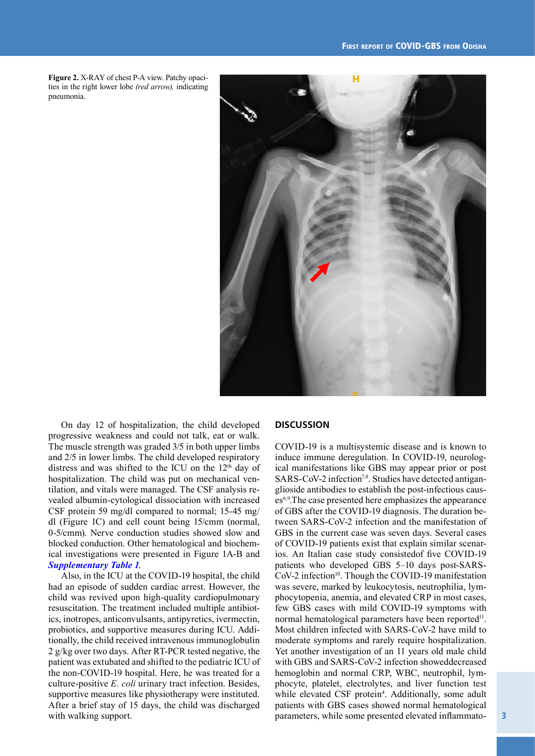Figure 2. X-RAY of chest P-A view. Patchy opacities in the right lower lobe *(red arrow),* indicating pneumonia.

On day 12 of hospitalization, the child developed progressive weakness and could not talk, eat or walk. The muscle strength was graded 3/5 in both upper limbs and 2/5 in lower limbs. The child developed respiratory distress and was shifted to the ICU on the 12th day of hospitalization. The child was put on mechanical ventilation, and vitals were managed. The CSF analysis revealed albumin-cytological dissociation with increased CSF protein 59 mg/dl compared to normal; 15-45 mg/dl (Figure 1C) and cell count being 15/cmm (normal, 0-5/cmm). Nerve conduction studies showed slow and blocked conduction. Other hematological and biochemical investigations were presented in Figure 1A-B and ***Supplementary Table 1***.

Also, in the ICU at the COVID-19 hospital, the child had an episode of sudden cardiac arrest. However, the child was revived upon high-quality cardiopulmonary resuscitation. The treatment included multiple antibiotics, inotropes, anticonvulsants, antipyretics, ivermectin, probiotics, and supportive measures during ICU. Additionally, the child received intravenous immunoglobulin 2 g/kg over two days. After RT-PCR tested negative, the patient was extubated and shifted to the pediatric ICU of the non-COVID-19 hospital. Here, he was treated for a culture-positive *E. coli* urinary tract infection. Besides, supportive measures like physiotherapy were instituted. After a brief stay of 15 days, the child was discharged with walking support.

## DISCUSSION

COVID-19 is a multisystemic disease and is known to induce immune deregulation. In COVID-19, neurological manifestations like GBS may appear prior or post SARS-CoV-2 infection[7,8]. Studies have detected antiganglioside antibodies to establish the post-infectious causes[6,9].The case presented here emphasizes the appearance of GBS after the COVID-19 diagnosis. The duration between SARS-CoV-2 infection and the manifestation of GBS in the current case was seven days. Several cases of COVID-19 patients exist that explain similar scenarios. An Italian case study consistedof five COVID-19 patients who developed GBS 5–10 days post-SARS-CoV-2 infection[10]. Though the COVID-19 manifestation was severe, marked by leukocytosis, neutrophilia, lymphocytopenia, anemia, and elevated CRP in most cases, few GBS cases with mild COVID-19 symptoms with normal hematological parameters have been reported[11]. Most children infected with SARS-CoV-2 have mild to moderate symptoms and rarely require hospitalization. Yet another investigation of an 11 years old male child with GBS and SARS-CoV-2 infection showeddecreased hemoglobin and normal CRP, WBC, neutrophil, lymphocyte, platelet, electrolytes, and liver function test while elevated CSF protein[4]. Additionally, some adult patients with GBS cases showed normal hematological parameters, while some presented elevated inflammato-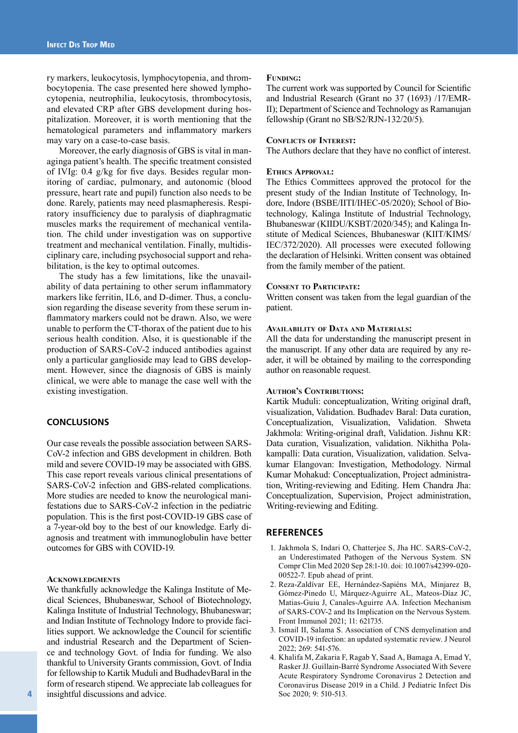ry markers, leukocytosis, lymphocytopenia, and thrombocytopenia. The case presented here showed lymphocytopenia, neutrophilia, leukocytosis, thrombocytosis, and elevated CRP after GBS development during hospitalization. Moreover, it is worth mentioning that the hematological parameters and inflammatory markers may vary on a case-to-case basis.

Moreover, the early diagnosis of GBS is vital in managinga patient's health. The specific treatment consisted of IVIg: 0.4 g/kg for five days. Besides regular monitoring of cardiac, pulmonary, and autonomic (blood pressure, heart rate and pupil) function also needs to be done. Rarely, patients may need plasmapheresis. Respiratory insufficiency due to paralysis of diaphragmatic muscles marks the requirement of mechanical ventilation. The child under investigation was on supportive treatment and mechanical ventilation. Finally, multidisciplinary care, including psychosocial support and rehabilitation, is the key to optimal outcomes.

The study has a few limitations, like the unavailability of data pertaining to other serum inflammatory markers like ferritin, IL6, and D-dimer. Thus, a conclusion regarding the disease severity from these serum inflammatory markers could not be drawn. Also, we were unable to perform the CT-thorax of the patient due to his serious health condition. Also, it is questionable if the production of SARS-CoV-2 induced antibodies against only a particular ganglioside may lead to GBS development. However, since the diagnosis of GBS is mainly clinical, we were able to manage the case well with the existing investigation.

## CONCLUSIONS

Our case reveals the possible association between SARS-CoV-2 infection and GBS development in children. Both mild and severe COVID-19 may be associated with GBS. This case report reveals various clinical presentations of SARS-CoV-2 infection and GBS-related complications. More studies are needed to know the neurological manifestations due to SARS-CoV-2 infection in the pediatric population. This is the first post-COVID-19 GBS case of a 7-year-old boy to the best of our knowledge. Early diagnosis and treatment with immunoglobulin have better outcomes for GBS with COVID-19.

### Acknowledgments

We thankfully acknowledge the Kalinga Institute of Medical Sciences, Bhubaneswar, School of Biotechnology, Kalinga Institute of Industrial Technology, Bhubaneswar; and Indian Institute of Technology Indore to provide facilities support. We acknowledge the Council for scientific and industrial Research and the Department of Science and technology Govt. of India for funding. We also thankful to University Grants commission, Govt. of India for fellowship to Kartik Muduli and BudhadevBaral in the form of research stipend. We appreciate lab colleagues for insightful discussions and advice.

### Funding:

The current work was supported by Council for Scientific and Industrial Research (Grant no 37 (1693) /17/EMR-II); Department of Science and Technology as Ramanujan fellowship (Grant no SB/S2/RJN-132/20/5).

### Conflicts of Interest:

The Authors declare that they have no conflict of interest.

### Ethics Approval:

The Ethics Committees approved the protocol for the present study of the Indian Institute of Technology, Indore, Indore (BSBE/IITI/IHEC-05/2020); School of Biotechnology, Kalinga Institute of Industrial Technology, Bhubaneswar (KIIDU/KSBT/2020/345); and Kalinga Institute of Medical Sciences, Bhubaneswar (KIIT/KIMS/IEC/372/2020). All processes were executed following the declaration of Helsinki. Written consent was obtained from the family member of the patient.

### Consent to Participate:

Written consent was taken from the legal guardian of the patient.

### Availability of Data and Materials:

All the data for understanding the manuscript present in the manuscript. If any other data are required by any reader, it will be obtained by mailing to the corresponding author on reasonable request.

### Author's Contributions:

Kartik Muduli: conceptualization, Writing original draft, visualization, Validation. Budhadev Baral: Data curation, Conceptualization, Visualization, Validation. Shweta Jakhmola: Writing-original draft, Validation. Jishnu KR: Data curation, Visualization, validation. Nikhitha Polakampalli: Data curation, Visualization, validation. Selvakumar Elangovan: Investigation, Methodology. Nirmal Kumar Mohakud: Conceptualization, Project administration, Writing-reviewing and Editing. Hem Chandra Jha: Conceptualization, Supervision, Project administration, Writing-reviewing and Editing.

## REFERENCES

1. Jakhmola S, Indari O, Chatterjee S, Jha HC. SARS-CoV-2, an Underestimated Pathogen of the Nervous System. SN Compr Clin Med 2020 Sep 28:1-10. doi: 10.1007/s42399-020-00522-7. Epub ahead of print.
2. Reza-Zaldívar EE, Hernández-Sapiéns MA, Minjarez B, Gómez-Pinedo U, Márquez-Aguirre AL, Mateos-Díaz JC, Matias-Guiu J, Canales-Aguirre AA. Infection Mechanism of SARS-COV-2 and Its Implication on the Nervous System. Front Immunol 2021; 11: 621735.
3. Ismail II, Salama S. Association of CNS demyelination and COVID-19 infection: an updated systematic review. J Neurol 2022; 269: 541-576.
4. Khalifa M, Zakaria F, Ragab Y, Saad A, Bamaga A, Emad Y, Rasker JJ. Guillain-Barré Syndrome Associated With Severe Acute Respiratory Syndrome Coronavirus 2 Detection and Coronavirus Disease 2019 in a Child. J Pediatric Infect Dis Soc 2020; 9: 510-513.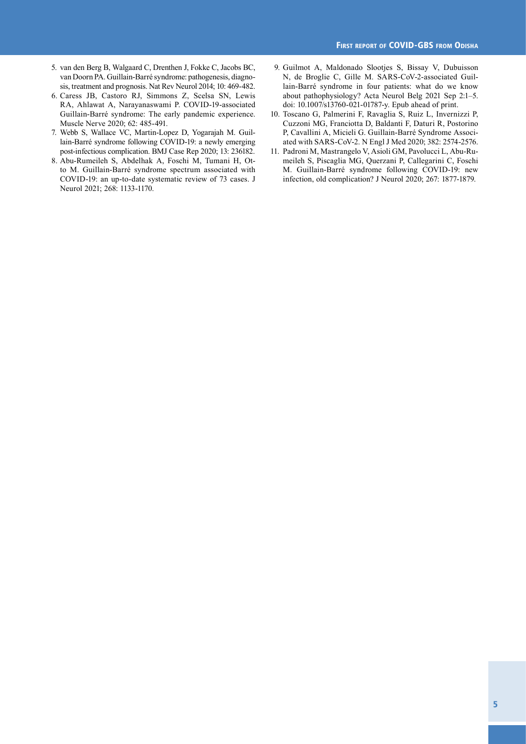5. van den Berg B, Walgaard C, Drenthen J, Fokke C, Jacobs BC, van Doorn PA. Guillain-Barré syndrome: pathogenesis, diagnosis, treatment and prognosis. Nat Rev Neurol 2014; 10: 469-482.
6. Caress JB, Castoro RJ, Simmons Z, Scelsa SN, Lewis RA, Ahlawat A, Narayanaswami P. COVID-19-associated Guillain-Barré syndrome: The early pandemic experience. Muscle Nerve 2020; 62: 485-491.
7. Webb S, Wallace VC, Martin-Lopez D, Yogarajah M. Guillain-Barré syndrome following COVID-19: a newly emerging post-infectious complication. BMJ Case Rep 2020; 13: 236182.
8. Abu-Rumeileh S, Abdelhak A, Foschi M, Tumani H, Otto M. Guillain-Barré syndrome spectrum associated with COVID-19: an up-to-date systematic review of 73 cases. J Neurol 2021; 268: 1133-1170.
9. Guilmot A, Maldonado Slootjes S, Bissay V, Dubuisson N, de Broglie C, Gille M. SARS-CoV-2-associated Guillain-Barré syndrome in four patients: what do we know about pathophysiology? Acta Neurol Belg 2021 Sep 2:1–5. doi: 10.1007/s13760-021-01787-y. Epub ahead of print.
10. Toscano G, Palmerini F, Ravaglia S, Ruiz L, Invernizzi P, Cuzzoni MG, Franciotta D, Baldanti F, Daturi R, Postorino P, Cavallini A, Micieli G. Guillain-Barré Syndrome Associated with SARS-CoV-2. N Engl J Med 2020; 382: 2574-2576.
11. Padroni M, Mastrangelo V, Asioli GM, Pavolucci L, Abu-Rumeileh S, Piscaglia MG, Querzani P, Callegarini C, Foschi M. Guillain-Barré syndrome following COVID-19: new infection, old complication? J Neurol 2020; 267: 1877-1879.